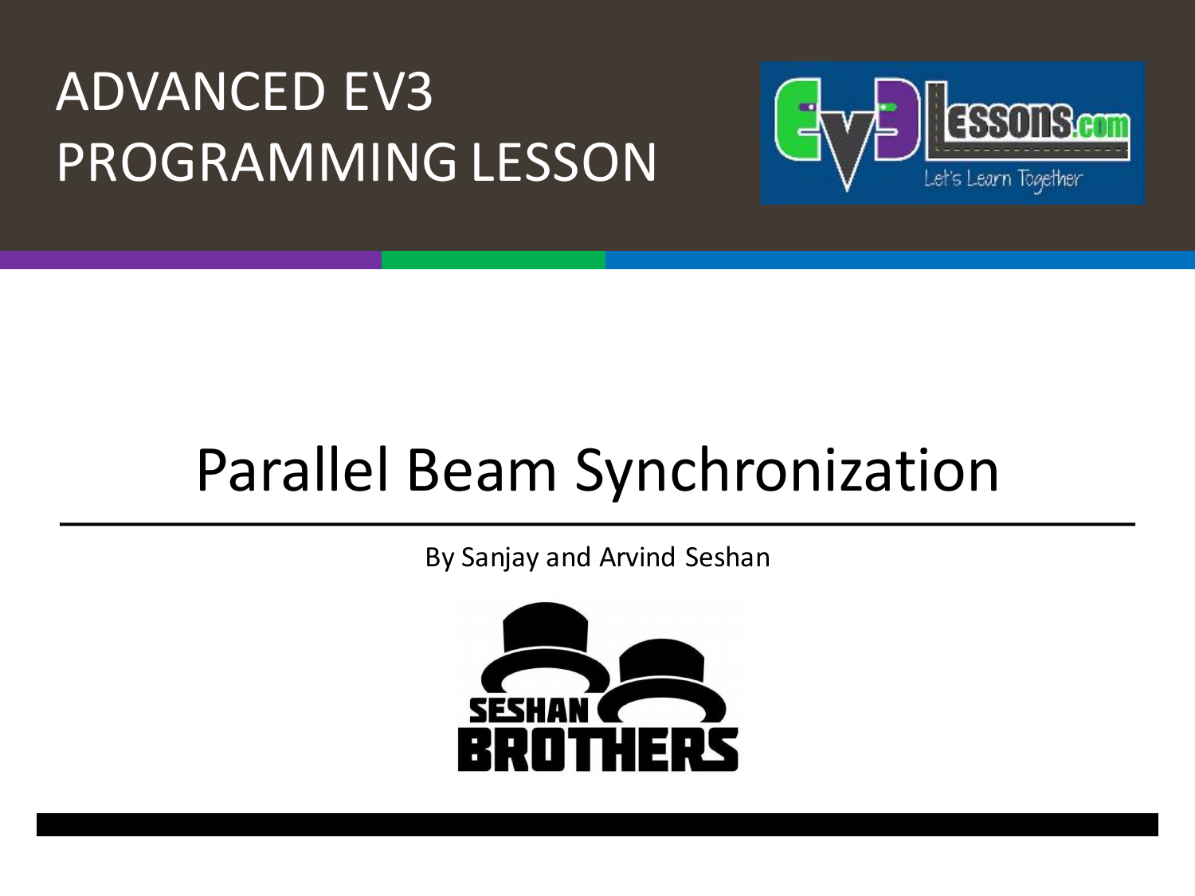ADVANCED EV3 PROGRAMMING LESSON

# Parallel Beam Synchronization

By Sanjay and Arvind Seshan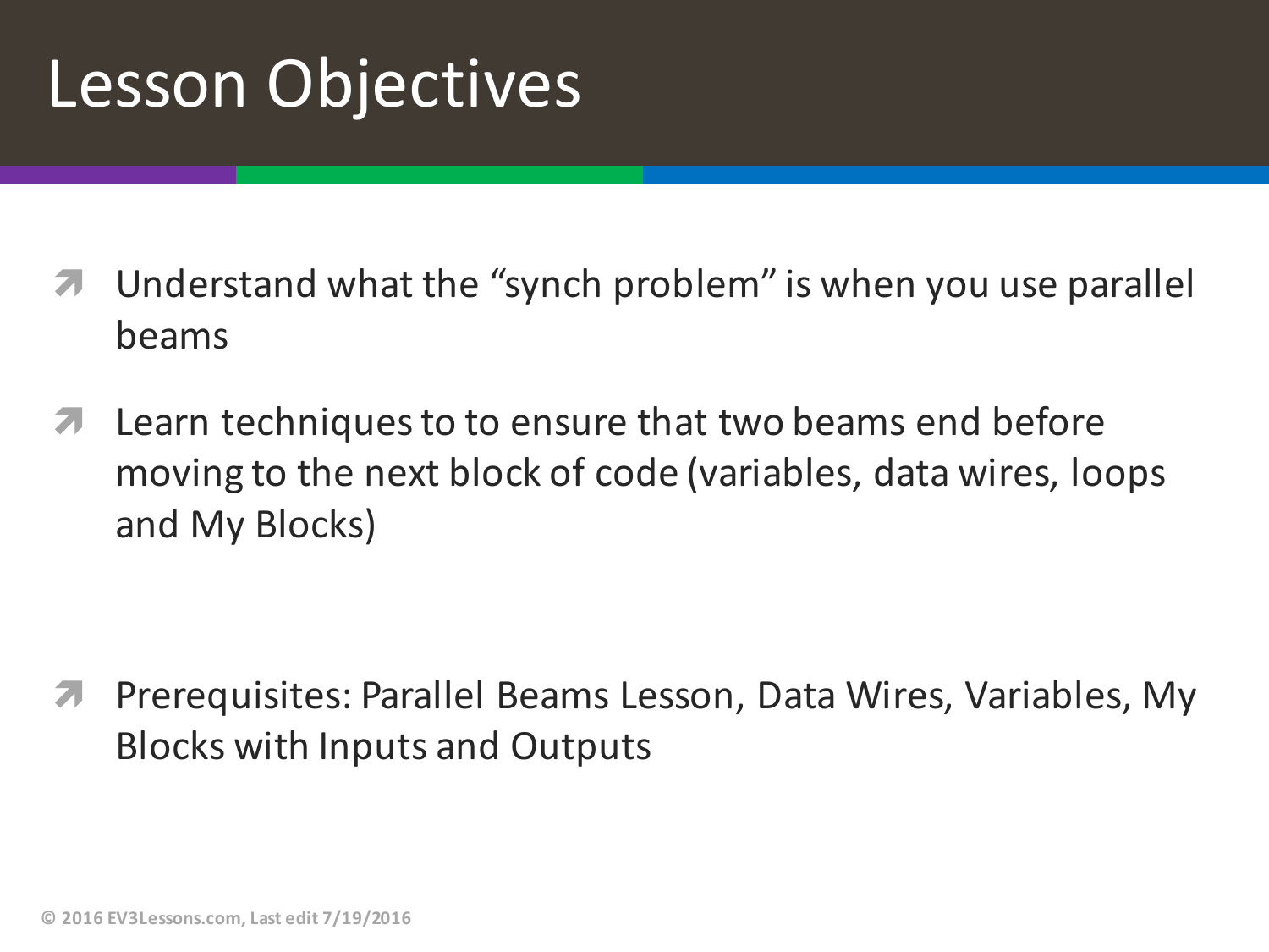# Lesson Objectives

- Understand what the "synch problem" is when you use parallel beams
- Learn techniques to to ensure that two beams end before moving to the next block of code (variables, data wires, loops and My Blocks)

- Prerequisites: Parallel Beams Lesson, Data Wires, Variables, My Blocks with Inputs and Outputs

© 2016 EV3Lessons.com, Last edit 7/19/2016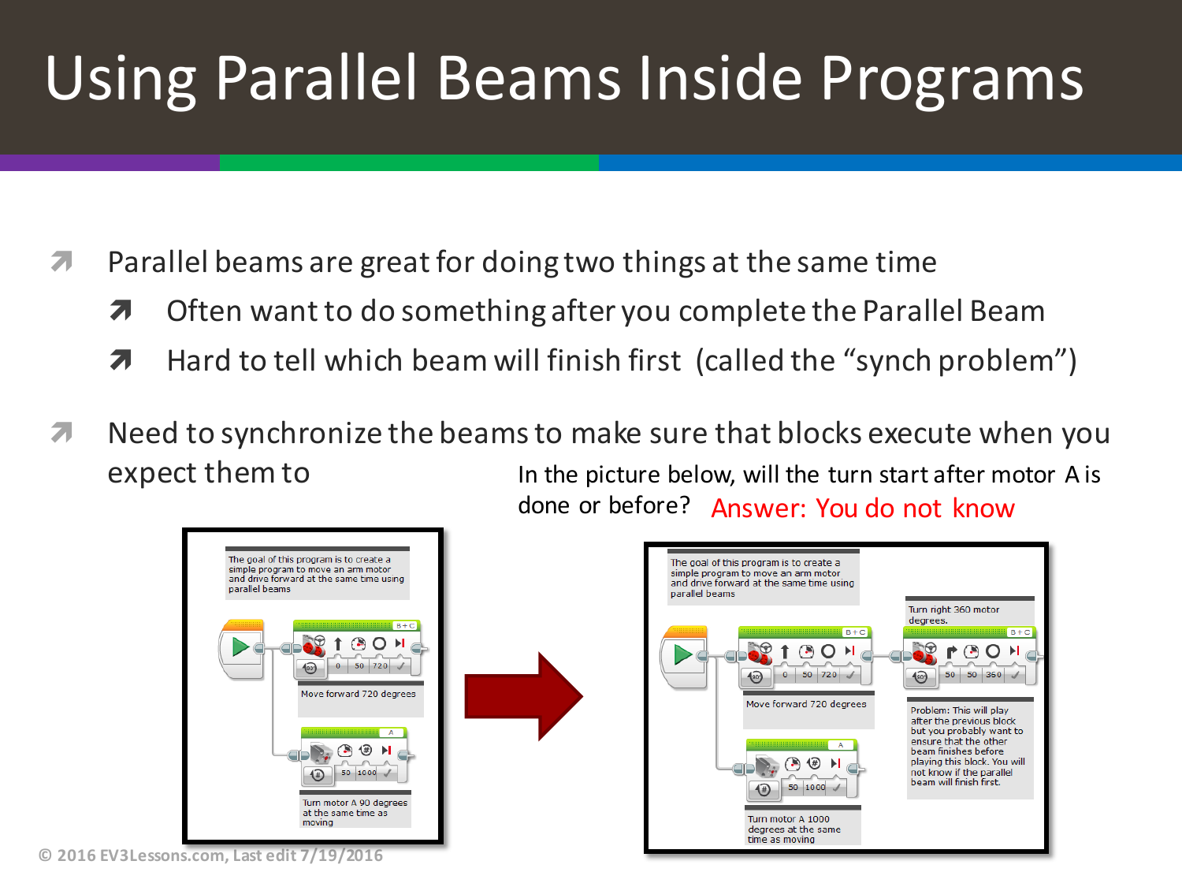# Using Parallel Beams Inside Programs

- Parallel beams are great for doing two things at the same time
  - Often want to do something after you complete the Parallel Beam
  - Hard to tell which beam will finish first (called the "synch problem")
- Need to synchronize the beams to make sure that blocks execute when you expect them to

In the picture below, will the turn start after motor A is done or before? **Answer: You do not know**

The goal of this program is to create a simple program to move an arm motor and drive forward at the same time using parallel beams

Move forward 720 degrees

Turn motor A 90 degrees at the same time as moving

The goal of this program is to create a simple program to move an arm motor and drive forward at the same time using parallel beams

Move forward 720 degrees

Turn right 360 motor degrees.

Turn motor A 1000 degrees at the same time as moving

Problem: This will play after the previous block but you probably want to ensure that the other beam finishes before playing this block. You will not know if the parallel beam will finish first.

© 2016 EV3Lessons.com, Last edit 7/19/2016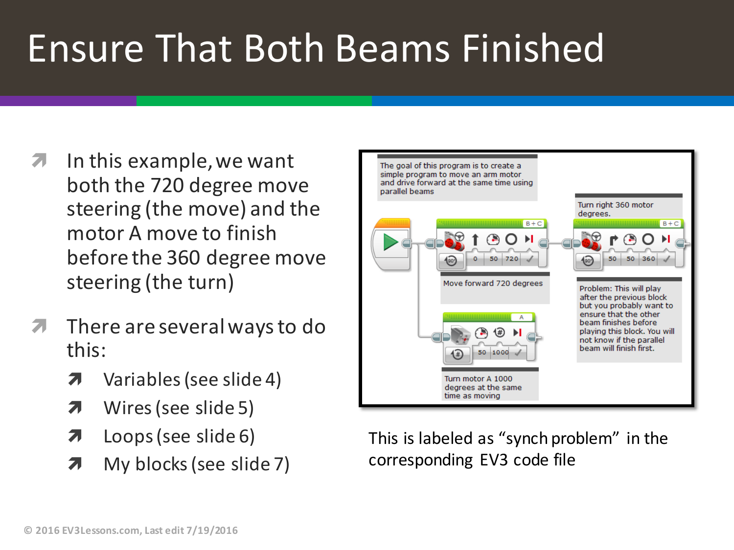# Ensure That Both Beams Finished

- In this example, we want both the 720 degree move steering (the move) and the motor A move to finish before the 360 degree move steering (the turn)
- There are several ways to do this:
  - Variables (see slide 4)
  - Wires (see slide 5)
  - Loops (see slide 6)
  - My blocks (see slide 7)

The goal of this program is to create a simple program to move an arm motor and drive forward at the same time using parallel beams

Turn right 360 motor degrees.

Move forward 720 degrees

Problem: This will play after the previous block but you probably want to ensure that the other beam finishes before playing this block. You will not know if the parallel beam will finish first.

Turn motor A 1000 degrees at the same time as moving

This is labeled as "synch problem" in the corresponding EV3 code file

© 2016 EV3Lessons.com, Last edit 7/19/2016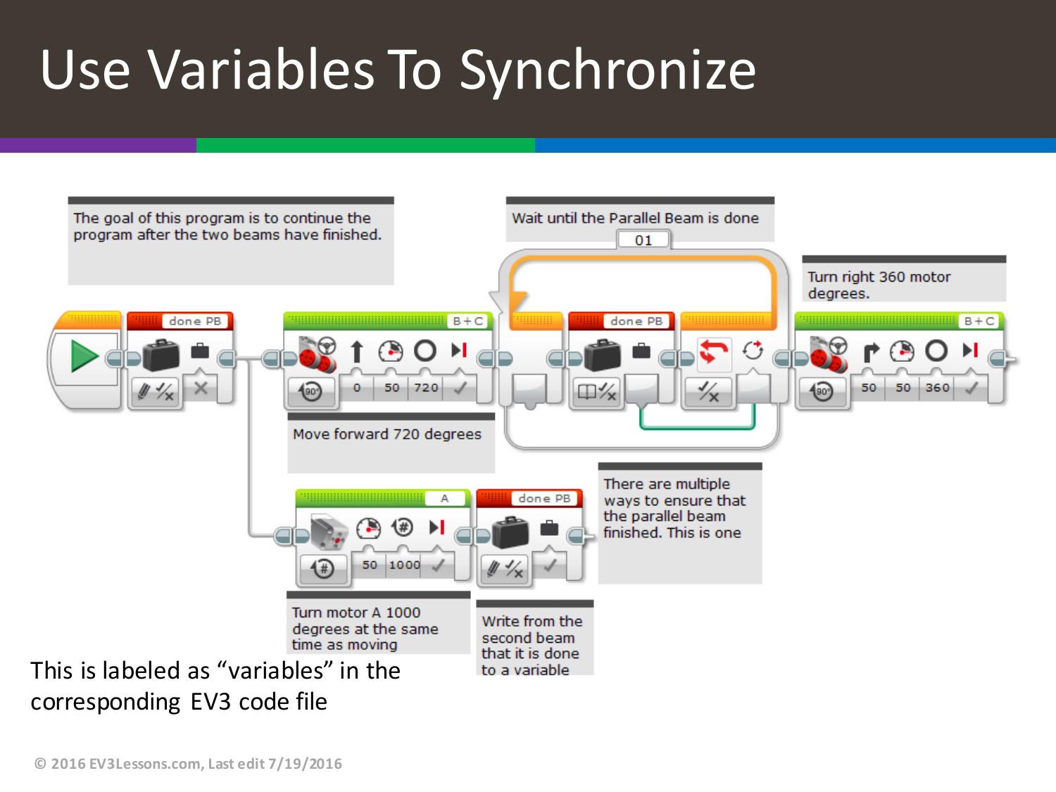# Use Variables To Synchronize

The goal of this program is to continue the program after the two beams have finished.

Wait until the Parallel Beam is done

01

Turn right 360 motor degrees.

done PB

B+C

0 50 720

done PB

B+C

50 50 360

Move forward 720 degrees

A

50 1000

done PB

There are multiple ways to ensure that the parallel beam finished. This is one

Turn motor A 1000 degrees at the same time as moving

Write from the second beam that it is done to a variable

This is labeled as "variables" in the corresponding EV3 code file

© 2016 EV3Lessons.com, Last edit 7/19/2016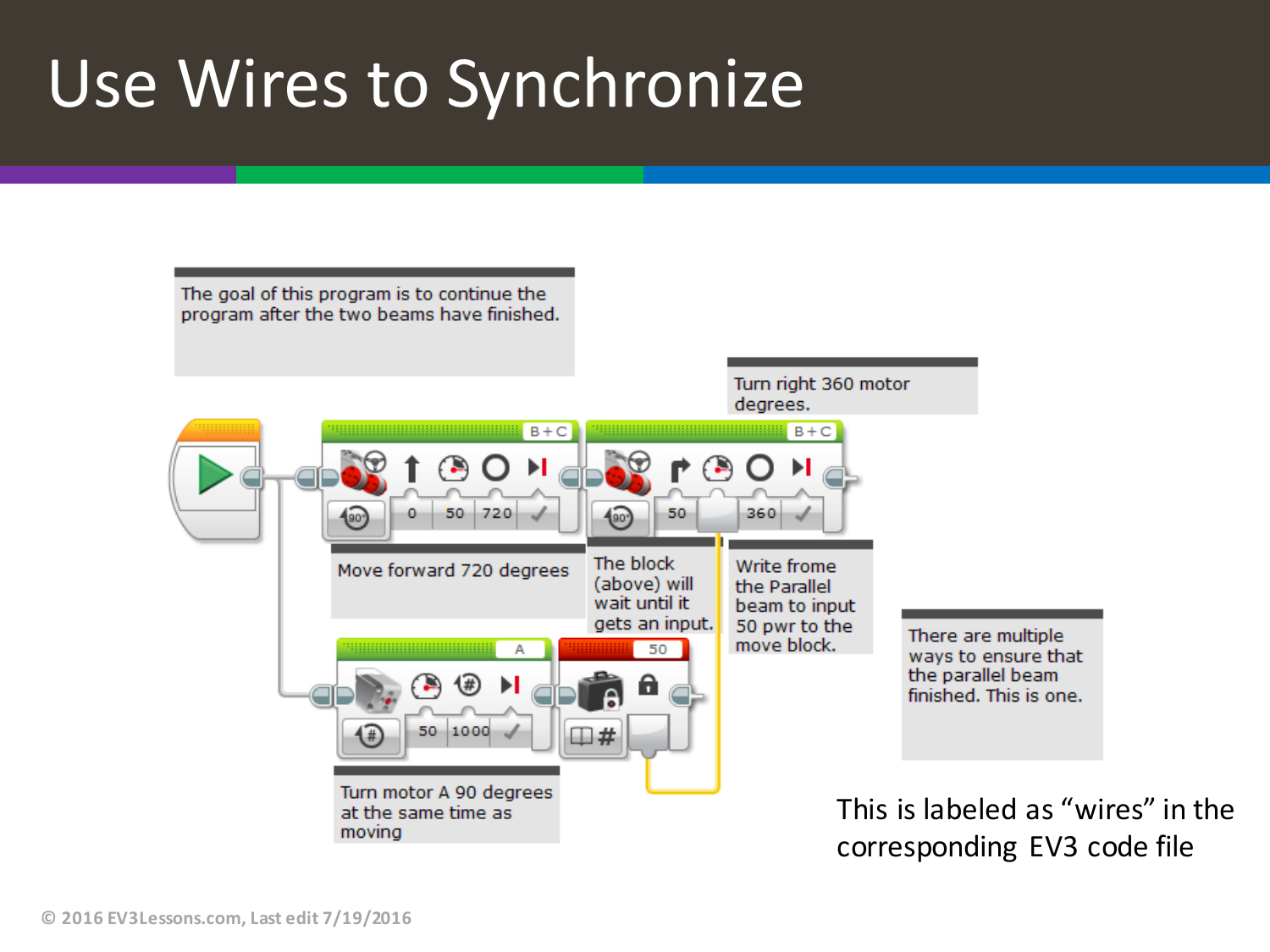# Use Wires to Synchronize

The goal of this program is to continue the program after the two beams have finished.

Turn right 360 motor degrees.

Move forward 720 degrees

The block (above) will wait until it gets an input.

Write frome the Parallel beam to input 50 pwr to the move block.

There are multiple ways to ensure that the parallel beam finished. This is one.

Turn motor A 90 degrees at the same time as moving

This is labeled as "wires" in the corresponding EV3 code file

© 2016 EV3Lessons.com, Last edit 7/19/2016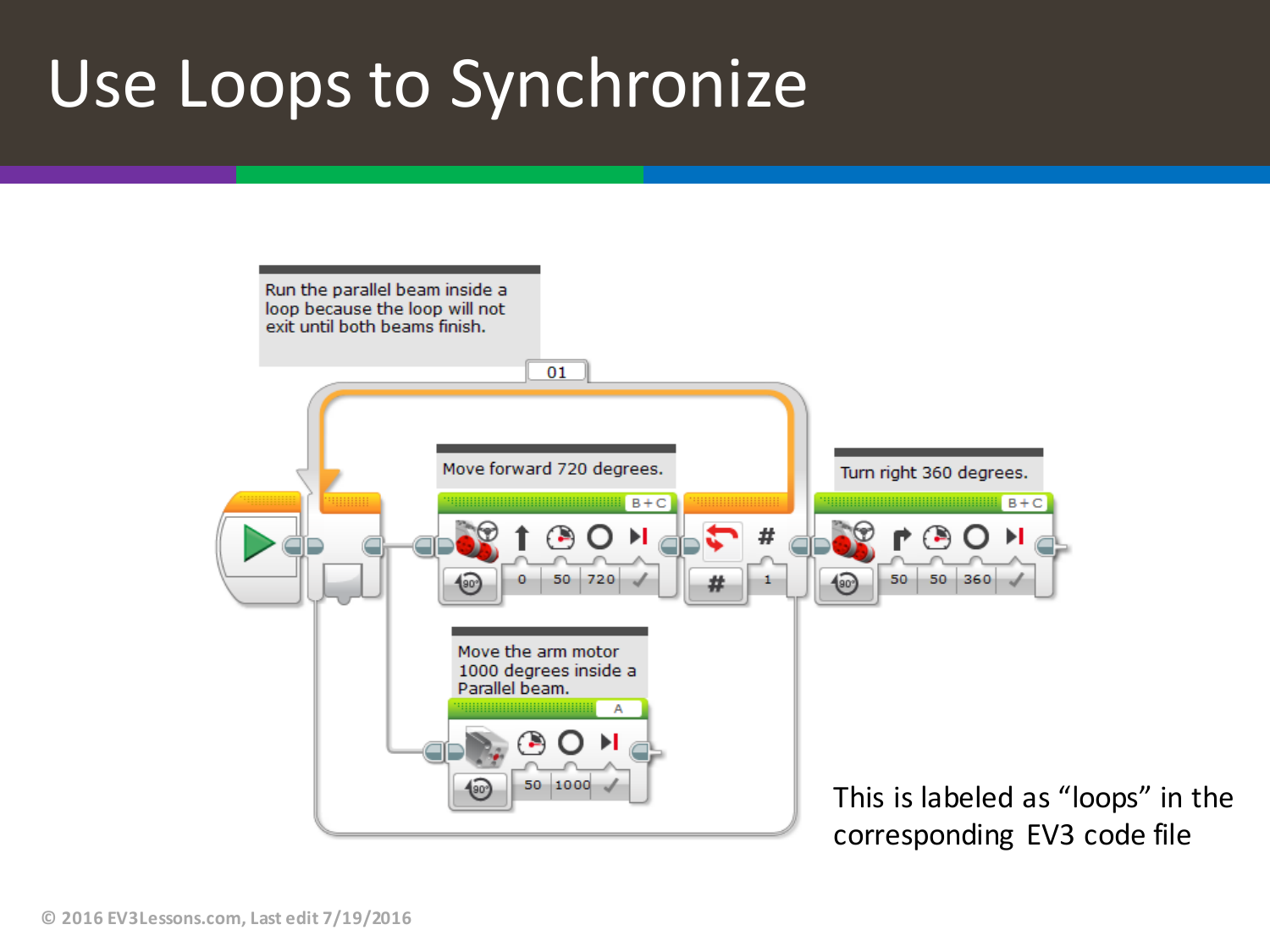# Use Loops to Synchronize

Run the parallel beam inside a loop because the loop will not exit until both beams finish.

Move forward 720 degrees.

Turn right 360 degrees.

Move the arm motor 1000 degrees inside a Parallel beam.

This is labeled as "loops" in the corresponding EV3 code file

© 2016 EV3Lessons.com, Last edit 7/19/2016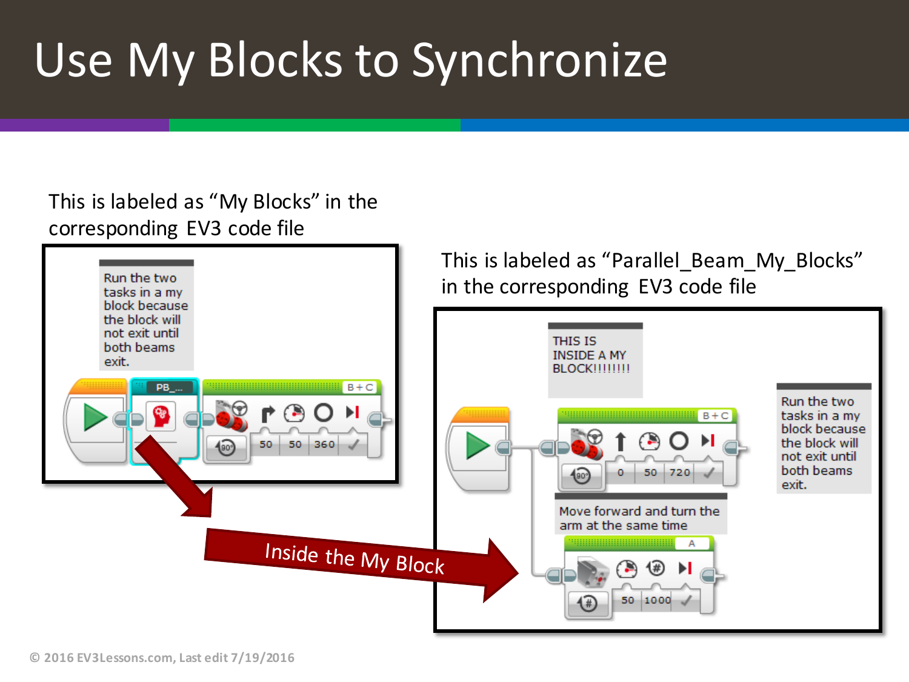# Use My Blocks to Synchronize

This is labeled as "My Blocks" in the corresponding EV3 code file

Run the two tasks in a my block because the block will not exit until both beams exit.

PB_...

B+C

50 50 360

This is labeled as "Parallel_Beam_My_Blocks" in the corresponding EV3 code file

THIS IS INSIDE A MY BLOCK!!!!!!!!

Run the two tasks in a my block because the block will not exit until both beams exit.

B+C

0 50 720

Move forward and turn the arm at the same time

A

50 1000

Inside the My Block

© 2016 EV3Lessons.com, Last edit 7/19/2016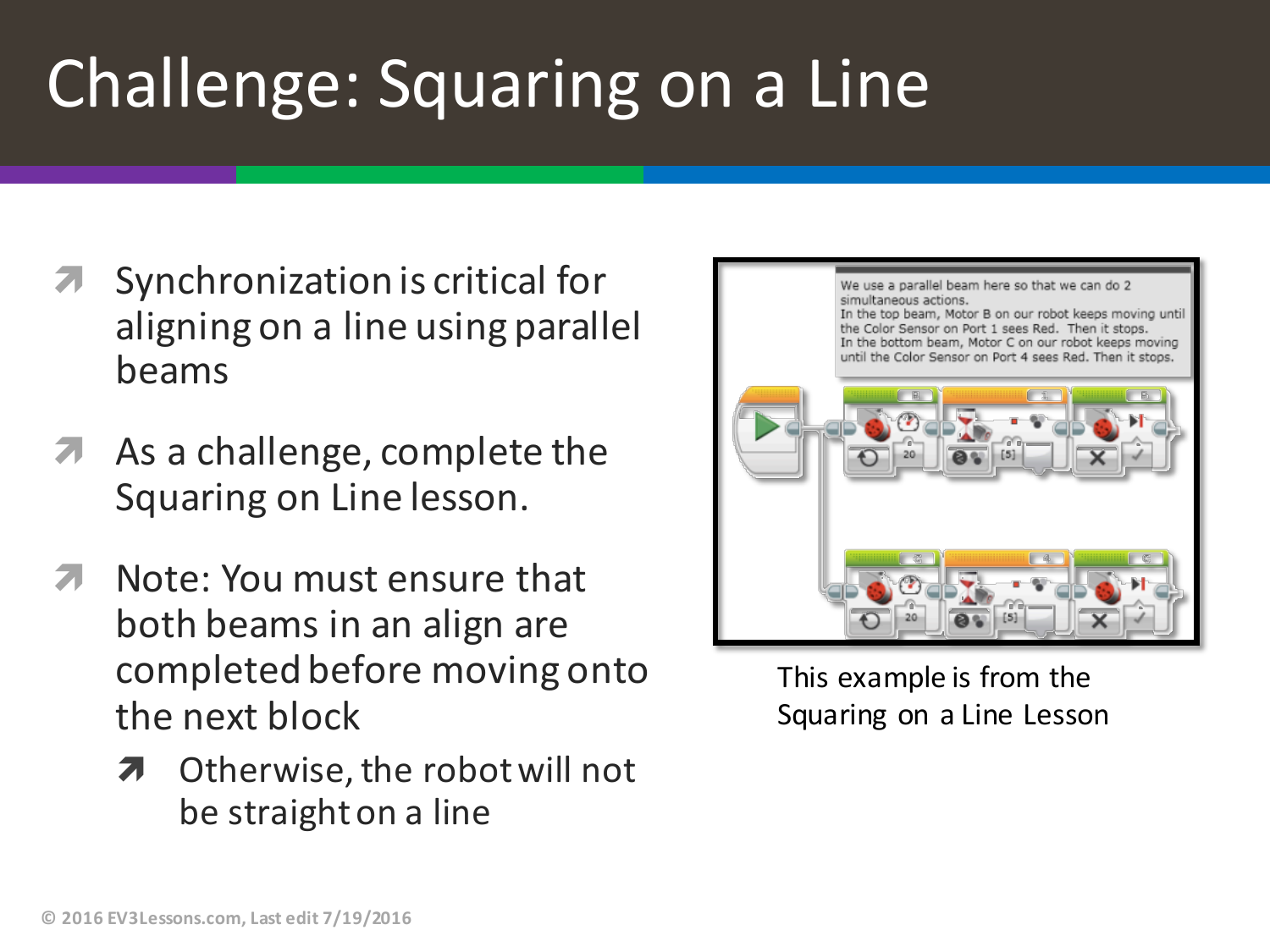# Challenge: Squaring on a Line

- Synchronization is critical for aligning on a line using parallel beams
- As a challenge, complete the Squaring on Line lesson.
- Note: You must ensure that both beams in an align are completed before moving onto the next block
  - Otherwise, the robot will not be straight on a line

We use a parallel beam here so that we can do 2 simultaneous actions.
In the top beam, Motor B on our robot keeps moving until the Color Sensor on Port 1 sees Red. Then it stops.
In the bottom beam, Motor C on our robot keeps moving until the Color Sensor on Port 4 sees Red. Then it stops.

This example is from the Squaring on a Line Lesson

© 2016 EV3Lessons.com, Last edit 7/19/2016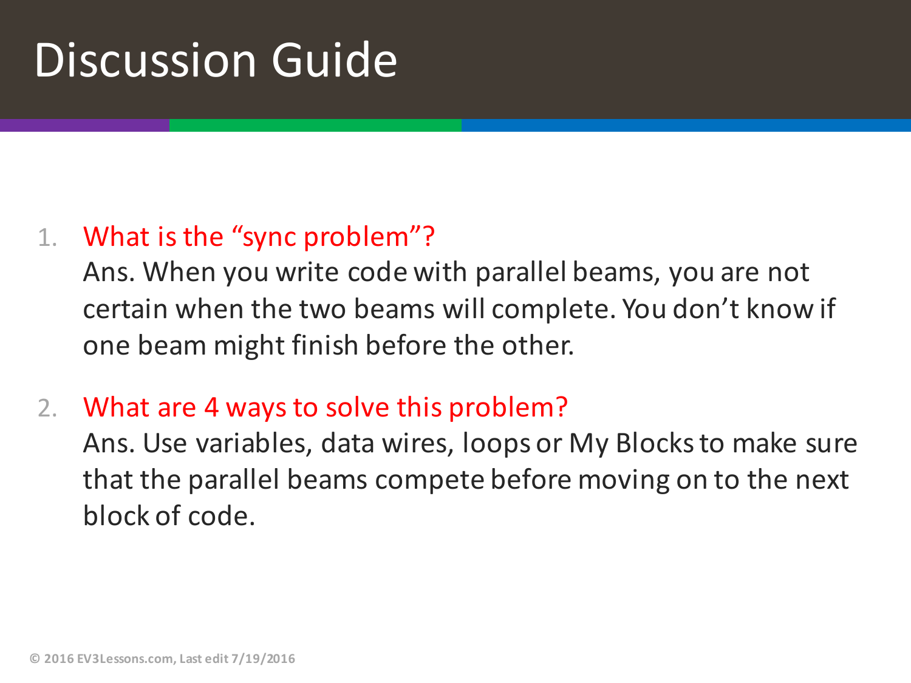# Discussion Guide

1. What is the "sync problem"?
   Ans. When you write code with parallel beams, you are not certain when the two beams will complete. You don't know if one beam might finish before the other.

2. What are 4 ways to solve this problem?
   Ans. Use variables, data wires, loops or My Blocks to make sure that the parallel beams compete before moving on to the next block of code.

© 2016 EV3Lessons.com, Last edit 7/19/2016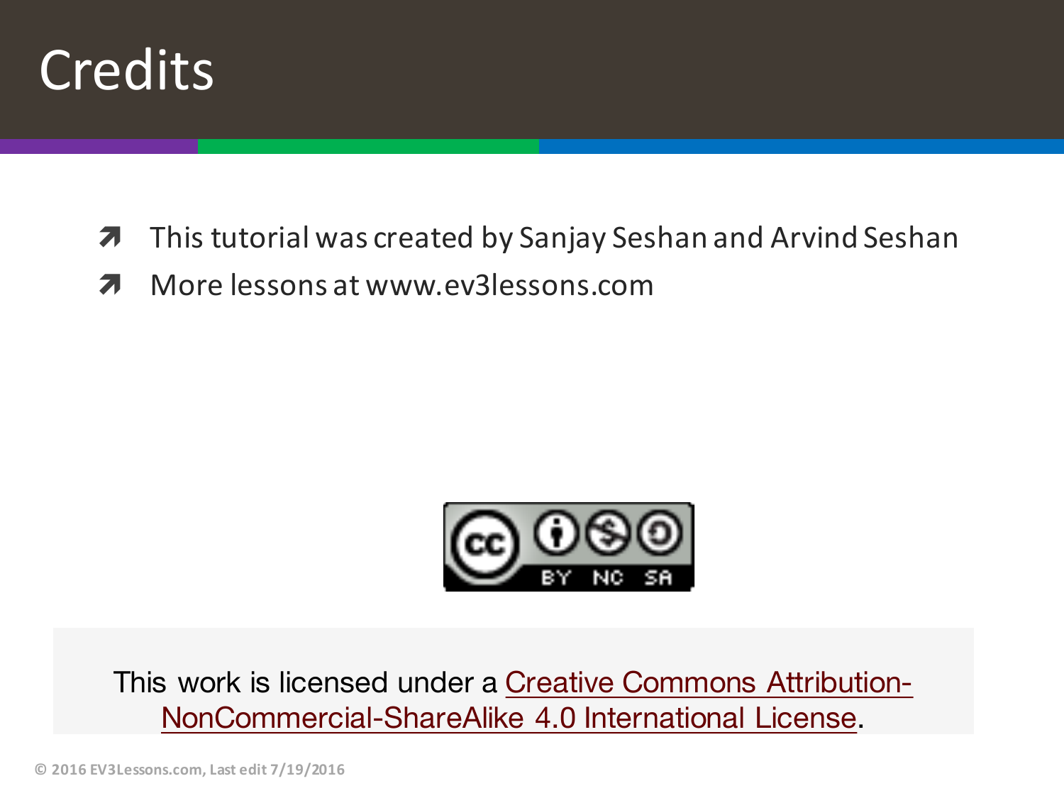# Credits

- This tutorial was created by Sanjay Seshan and Arvind Seshan
- More lessons at www.ev3lessons.com

This work is licensed under a Creative Commons Attribution-NonCommercial-ShareAlike 4.0 International License.

© 2016 EV3Lessons.com, Last edit 7/19/2016